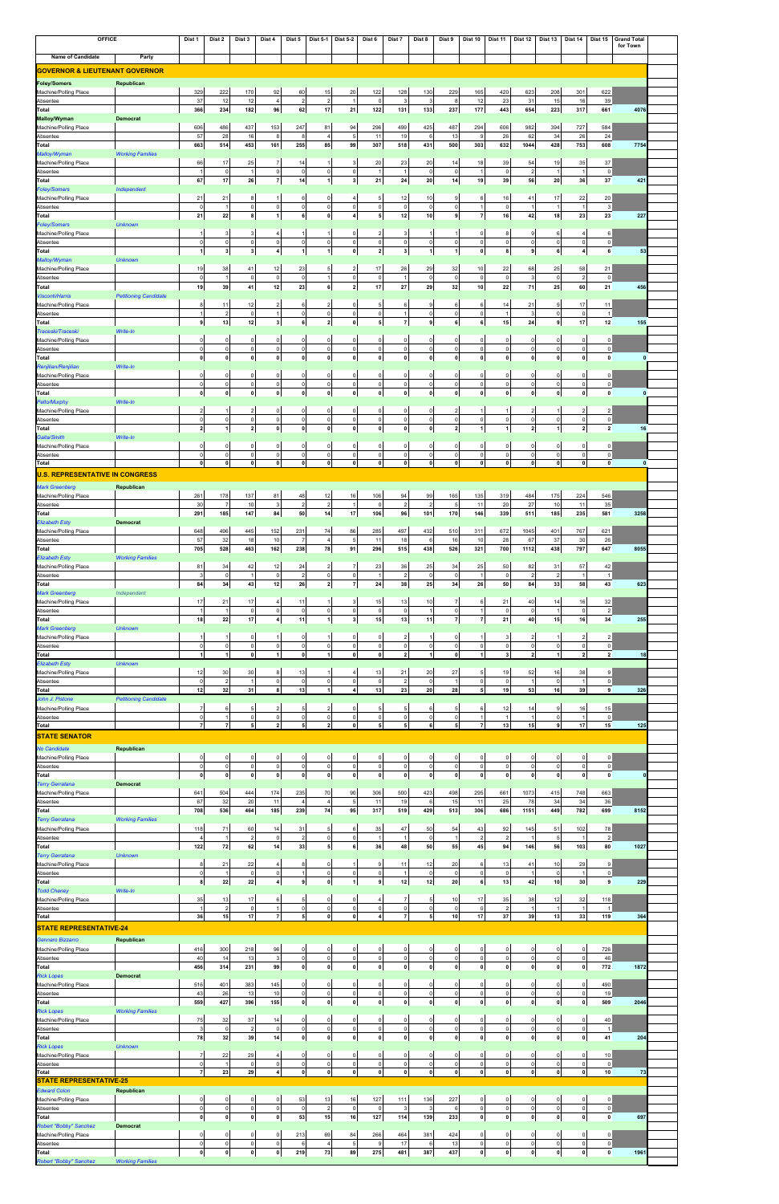| OFFICE | | Dist 1 | Dist 2 | Dist 3 | Dist 4 | Dist 5 | Dist 5-1 | Dist 5-2 | Dist 6 | Dist 7 | Dist 8 | Dist 9 | Dist 10 | Dist 11 | Dist 12 | Dist 13 | Dist 14 | Dist 15 | Grand Total for Town |
|---|---|---|---|---|---|---|---|---|---|---|---|---|---|---|---|---|---|---|---|
| **Name of Candidate** | **Party** | | | | | | | | | | | | | | | | | | |
| **GOVERNOR & LIEUTENANT GOVERNOR** | | | | | | | | | | | | | | | | | | | |
| **Foley/Somers** | **Republican** | | | | | | | | | | | | | | | | | | |
| Machine/Polling Place | | 329 | 222 | 170 | 92 | 60 | 15 | 20 | 122 | 128 | 130 | 229 | 165 | 420 | 623 | 208 | 301 | 622 | |
| Absentee | | 37 | 12 | 12 | 4 | 2 | 2 | 1 | 0 | 3 | 3 | 8 | 12 | 23 | 31 | 15 | 16 | 39 | |
| **Total** | | **366** | **234** | **182** | **96** | **62** | **17** | **21** | **122** | **131** | **133** | **237** | **177** | **443** | **654** | **223** | **317** | **661** | **4076** |
| **Malloy/Wyman** | **Democrat** | | | | | | | | | | | | | | | | | | |
| Machine/Polling Place | | 606 | 486 | 437 | 153 | 247 | 81 | 94 | 296 | 499 | 425 | 487 | 294 | 606 | 982 | 394 | 727 | 584 | |
| Absentee | | 57 | 28 | 16 | 8 | 8 | 4 | 5 | 11 | 19 | 6 | 13 | 9 | 26 | 62 | 34 | 26 | 24 | |
| **Total** | | **663** | **514** | **453** | **161** | **255** | **85** | **99** | **307** | **518** | **431** | **500** | **303** | **632** | **1044** | **428** | **753** | **608** | **7754** |
| *Malloy/Wyman* | *Working Families* | | | | | | | | | | | | | | | | | | |
| Machine/Polling Place | | 66 | 17 | 25 | 7 | 14 | 1 | 3 | 20 | 23 | 20 | 14 | 18 | 39 | 54 | 19 | 35 | 37 | |
| Absentee | | 1 | 0 | 1 | 0 | 0 | 0 | 0 | 1 | 1 | 0 | 0 | 1 | 0 | 2 | 1 | 1 | 0 | |
| **Total** | | **67** | **17** | **26** | **7** | **14** | **1** | **3** | **21** | **24** | **20** | **14** | **19** | **39** | **56** | **20** | **36** | **37** | **421** |
| *Foley/Somers* | *Independent* | | | | | | | | | | | | | | | | | | |
| Machine/Polling Place | | 21 | 21 | 8 | 1 | 6 | 0 | 4 | 5 | 12 | 10 | 9 | 6 | 16 | 41 | 17 | 22 | 20 | |
| Absentee | | 0 | 1 | 0 | 0 | 0 | 0 | 0 | 0 | 0 | 0 | 0 | 1 | 0 | 1 | 1 | 1 | 3 | |
| **Total** | | **21** | **22** | **8** | **1** | **6** | **0** | **4** | **5** | **12** | **10** | **9** | **7** | **16** | **42** | **18** | **23** | **23** | **227** |
| *Foley/Somers* | *Unknown* | | | | | | | | | | | | | | | | | | |
| Machine/Polling Place | | 1 | 3 | 3 | 4 | 1 | 1 | 0 | 2 | 3 | 1 | 1 | 0 | 8 | 9 | 6 | 4 | 6 | |
| Absentee | | 0 | 0 | 0 | 0 | 0 | 0 | 0 | 0 | 0 | 0 | 0 | 0 | 0 | 0 | 0 | 0 | 0 | |
| **Total** | | **1** | **3** | **3** | **4** | **1** | **1** | **0** | **2** | **3** | **1** | **1** | **0** | **8** | **9** | **6** | **4** | **6** | **53** |
| *Malloy/Wyman* | *Unknown* | | | | | | | | | | | | | | | | | | |
| Machine/Polling Place | | 19 | 38 | 41 | 12 | 23 | 5 | 2 | 17 | 26 | 29 | 32 | 10 | 22 | 68 | 25 | 58 | 21 | |
| Absentee | | 0 | 1 | 0 | 0 | 0 | 1 | 0 | 0 | 1 | 0 | 0 | 0 | 0 | 3 | 0 | 2 | 0 | |
| **Total** | | **19** | **39** | **41** | **12** | **23** | **6** | **2** | **17** | **27** | **29** | **32** | **10** | **22** | **71** | **25** | **60** | **21** | **456** |
| *Visconti/Harris* | *Petitioning Candidate* | | | | | | | | | | | | | | | | | | |
| Machine/Polling Place | | 8 | 11 | 12 | 2 | 6 | 2 | 0 | 5 | 6 | 9 | 6 | 6 | 14 | 21 | 9 | 17 | 11 | |
| Absentee | | 1 | 2 | 0 | 1 | 0 | 0 | 0 | 0 | 1 | 0 | 0 | 0 | 1 | 3 | 0 | 0 | 1 | |
| **Total** | | **9** | **13** | **12** | **3** | **6** | **2** | **0** | **5** | **7** | **9** | **6** | **6** | **15** | **24** | **9** | **17** | **12** | **155** |
| *Traceski/Traceski* | *Write-In* | | | | | | | | | | | | | | | | | | |
| Machine/Polling Place | | 0 | 0 | 0 | 0 | 0 | 0 | 0 | 0 | 0 | 0 | 0 | 0 | 0 | 0 | 0 | 0 | 0 | |
| Absentee | | 0 | 0 | 0 | 0 | 0 | 0 | 0 | 0 | 0 | 0 | 0 | 0 | 0 | 0 | 0 | 0 | 0 | |
| **Total** | | **0** | **0** | **0** | **0** | **0** | **0** | **0** | **0** | **0** | **0** | **0** | **0** | **0** | **0** | **0** | **0** | **0** | **0** |
| *Renjilian/Renjilian* | *Write-In* | | | | | | | | | | | | | | | | | | |
| Machine/Polling Place | | 0 | 0 | 0 | 0 | 0 | 0 | 0 | 0 | 0 | 0 | 0 | 0 | 0 | 0 | 0 | 0 | 0 | |
| Absentee | | 0 | 0 | 0 | 0 | 0 | 0 | 0 | 0 | 0 | 0 | 0 | 0 | 0 | 0 | 0 | 0 | 0 | |
| **Total** | | **0** | **0** | **0** | **0** | **0** | **0** | **0** | **0** | **0** | **0** | **0** | **0** | **0** | **0** | **0** | **0** | **0** | **0** |
| *Petto/Murphy* | *Write-In* | | | | | | | | | | | | | | | | | | |
| Machine/Polling Place | | 2 | 1 | 2 | 0 | 0 | 0 | 0 | 0 | 0 | 0 | 2 | 1 | 1 | 2 | 1 | 2 | 2 | |
| Absentee | | 0 | 0 | 0 | 0 | 0 | 0 | 0 | 0 | 0 | 0 | 0 | 0 | 0 | 0 | 0 | 0 | 0 | |
| **Total** | | **2** | **1** | **2** | **0** | **0** | **0** | **0** | **0** | **0** | **0** | **2** | **1** | **1** | **2** | **1** | **2** | **2** | **16** |
| *Gatta/Smith* | *Write-In* | | | | | | | | | | | | | | | | | | |
| Machine/Polling Place | | 0 | 0 | 0 | 0 | 0 | 0 | 0 | 0 | 0 | 0 | 0 | 0 | 0 | 0 | 0 | 0 | 0 | |
| Absentee | | 0 | 0 | 0 | 0 | 0 | 0 | 0 | 0 | 0 | 0 | 0 | 0 | 0 | 0 | 0 | 0 | 0 | |
| **Total** | | **0** | **0** | **0** | **0** | **0** | **0** | **0** | **0** | **0** | **0** | **0** | **0** | **0** | **0** | **0** | **0** | **0** | **0** |
| **U.S. REPRESENTATIVE IN CONGRESS** | | | | | | | | | | | | | | | | | | | |
| *Mark Greenberg* | **Republican** | | | | | | | | | | | | | | | | | | |
| Machine/Polling Place | | 261 | 178 | 137 | 81 | 48 | 12 | 16 | 106 | 94 | 99 | 165 | 135 | 319 | 484 | 175 | 224 | 546 | |
| Absentee | | 30 | 7 | 10 | 3 | 2 | 2 | 1 | 0 | 2 | 2 | 5 | 11 | 20 | 27 | 10 | 11 | 35 | |
| **Total** | | **291** | **185** | **147** | **84** | **50** | **14** | **17** | **106** | **96** | **101** | **170** | **146** | **339** | **511** | **185** | **235** | **581** | **3258** |
| *Elizabeth Esty* | **Democrat** | | | | | | | | | | | | | | | | | | |
| Machine/Polling Place | | 648 | 496 | 445 | 152 | 231 | 74 | 86 | 285 | 497 | 432 | 510 | 311 | 672 | 1045 | 401 | 767 | 621 | |
| Absentee | | 57 | 32 | 18 | 10 | 7 | 4 | 5 | 11 | 18 | 6 | 16 | 10 | 28 | 67 | 37 | 30 | 26 | |
| **Total** | | **705** | **528** | **463** | **162** | **238** | **78** | **91** | **296** | **515** | **438** | **526** | **321** | **700** | **1112** | **438** | **797** | **647** | **8055** |
| *Elizabeth Esty* | *Working Families* | | | | | | | | | | | | | | | | | | |
| Machine/Polling Place | | 81 | 34 | 42 | 12 | 24 | 2 | 7 | 23 | 36 | 25 | 34 | 25 | 50 | 82 | 31 | 57 | 42 | |
| Absentee | | 3 | 0 | 1 | 0 | 2 | 0 | 0 | 1 | 2 | 0 | 0 | 1 | 0 | 2 | 2 | 1 | 1 | |
| **Total** | | **84** | **34** | **43** | **12** | **26** | **2** | **7** | **24** | **38** | **25** | **34** | **26** | **50** | **84** | **33** | **58** | **43** | **623** |
| *Mark Greenberg* | *Independent* | | | | | | | | | | | | | | | | | | |
| Machine/Polling Place | | 17 | 21 | 17 | 4 | 11 | 1 | 3 | 15 | 13 | 10 | 7 | 6 | 21 | 40 | 14 | 16 | 32 | |
| Absentee | | 1 | 1 | 0 | 0 | 0 | 0 | 0 | 0 | 0 | 1 | 0 | 1 | 0 | 0 | 1 | 0 | 2 | |
| **Total** | | **18** | **22** | **17** | **4** | **11** | **1** | **3** | **15** | **13** | **11** | **7** | **7** | **21** | **40** | **15** | **16** | **34** | **255** |
| *Mark Greenberg* | *Unknown* | | | | | | | | | | | | | | | | | | |
| Machine/Polling Place | | 1 | 1 | 0 | 1 | 0 | 1 | 0 | 0 | 2 | 1 | 0 | 1 | 3 | 2 | 1 | 2 | 2 | |
| Absentee | | 0 | 0 | 0 | 0 | 0 | 0 | 0 | 0 | 0 | 0 | 0 | 0 | 0 | 0 | 0 | 0 | 0 | |
| **Total** | | **1** | **1** | **0** | **1** | **0** | **1** | **0** | **0** | **2** | **1** | **0** | **1** | **3** | **2** | **1** | **2** | **2** | **18** |
| *Elizabeth Esty* | *Unknown* | | | | | | | | | | | | | | | | | | |
| Machine/Polling Place | | 12 | 30 | 30 | 8 | 13 | 1 | 4 | 13 | 21 | 20 | 27 | 5 | 19 | 52 | 16 | 38 | 9 | |
| Absentee | | 0 | 2 | 1 | 0 | 0 | 0 | 0 | 0 | 2 | 0 | 1 | 0 | 0 | 1 | 0 | 1 | 0 | |
| **Total** | | **12** | **32** | **31** | **8** | **13** | **1** | **4** | **13** | **23** | **20** | **28** | **5** | **19** | **53** | **16** | **39** | **9** | **326** |
| *John J. Pistone* | *Petitioning Candidate* | | | | | | | | | | | | | | | | | | |
| Machine/Polling Place | | 7 | 6 | 5 | 2 | 5 | 2 | 0 | 5 | 5 | 6 | 5 | 6 | 12 | 14 | 9 | 16 | 15 | |
| Absentee | | 0 | 1 | 0 | 0 | 0 | 0 | 0 | 0 | 0 | 0 | 0 | 1 | 1 | 1 | 0 | 1 | 0 | |
| **Total** | | **7** | **7** | **5** | **2** | **5** | **2** | **0** | **5** | **5** | **6** | **5** | **7** | **13** | **15** | **9** | **17** | **15** | **125** |
| **STATE SENATOR** | | | | | | | | | | | | | | | | | | | |
| *No Candidate* | **Republican** | | | | | | | | | | | | | | | | | | |
| Machine/Polling Place | | 0 | 0 | 0 | 0 | 0 | 0 | 0 | 0 | 0 | 0 | 0 | 0 | 0 | 0 | 0 | 0 | 0 | |
| Absentee | | 0 | 0 | 0 | 0 | 0 | 0 | 0 | 0 | 0 | 0 | 0 | 0 | 0 | 0 | 0 | 0 | 0 | |
| **Total** | | **0** | **0** | **0** | **0** | **0** | **0** | **0** | **0** | **0** | **0** | **0** | **0** | **0** | **0** | **0** | **0** | **0** | **0** |
| *Terry Gerratana* | **Democrat** | | | | | | | | | | | | | | | | | | |
| Machine/Polling Place | | 641 | 504 | 444 | 174 | 235 | 70 | 90 | 306 | 500 | 423 | 498 | 295 | 661 | 1073 | 415 | 748 | 663 | |
| Absentee | | 67 | 32 | 20 | 11 | 4 | 4 | 5 | 11 | 19 | 6 | 15 | 11 | 25 | 78 | 34 | 34 | 36 | |
| **Total** | | **708** | **536** | **464** | **185** | **239** | **74** | **95** | **317** | **519** | **429** | **513** | **306** | **686** | **1151** | **449** | **782** | **699** | **8152** |
| *Terry Gerratana* | *Working Families* | | | | | | | | | | | | | | | | | | |
| Machine/Polling Place | | 118 | 71 | 60 | 14 | 31 | 5 | 6 | 35 | 47 | 50 | 54 | 43 | 92 | 145 | 51 | 102 | 78 | |
| Absentee | | 4 | 1 | 2 | 0 | 2 | 0 | 0 | 1 | 1 | 0 | 1 | 2 | 2 | 1 | 5 | 1 | 2 | |
| **Total** | | **122** | **72** | **62** | **14** | **33** | **5** | **6** | **36** | **48** | **50** | **55** | **45** | **94** | **146** | **56** | **103** | **80** | **1027** |
| *Terry Gerratana* | *Unknown* | | | | | | | | | | | | | | | | | | |
| Machine/Polling Place | | 8 | 21 | 22 | 4 | 8 | 0 | 1 | 9 | 11 | 12 | 20 | 6 | 13 | 41 | 10 | 29 | 9 | |
| Absentee | | 0 | 1 | 0 | 0 | 1 | 0 | 0 | 0 | 1 | 0 | 0 | 0 | 0 | 1 | 0 | 1 | 0 | |
| **Total** | | **8** | **22** | **22** | **4** | **9** | **0** | **1** | **9** | **12** | **12** | **20** | **6** | **13** | **42** | **10** | **30** | **9** | **229** |
| *Todd Cheney* | *Write-In* | | | | | | | | | | | | | | | | | | |
| Machine/Polling Place | | 35 | 13 | 17 | 6 | 5 | 0 | 0 | 4 | 7 | 5 | 10 | 17 | 35 | 38 | 12 | 32 | 118 | |
| Absentee | | 1 | 2 | 0 | 1 | 0 | 0 | 0 | 0 | 0 | 0 | 0 | 0 | 2 | 1 | 1 | 1 | 1 | |
| **Total** | | **36** | **15** | **17** | **7** | **5** | **0** | **0** | **4** | **7** | **5** | **10** | **17** | **37** | **39** | **13** | **33** | **119** | **364** |
| **STATE REPRESENTATIVE-24** | | | | | | | | | | | | | | | | | | | |
| *Gennaro Bizzarro* | **Republican** | | | | | | | | | | | | | | | | | | |
| Machine/Polling Place | | 416 | 300 | 218 | 96 | 0 | 0 | 0 | 0 | 0 | 0 | 0 | 0 | 0 | 0 | 0 | 0 | 726 | |
| Absentee | | 40 | 14 | 13 | 3 | 0 | 0 | 0 | 0 | 0 | 0 | 0 | 0 | 0 | 0 | 0 | 0 | 46 | |
| **Total** | | **456** | **314** | **231** | **99** | **0** | **0** | **0** | **0** | **0** | **0** | **0** | **0** | **0** | **0** | **0** | **0** | **772** | **1872** |
| *Rick Lopes* | **Democrat** | | | | | | | | | | | | | | | | | | |
| Machine/Polling Place | | 516 | 401 | 383 | 145 | 0 | 0 | 0 | 0 | 0 | 0 | 0 | 0 | 0 | 0 | 0 | 0 | 490 | |
| Absentee | | 43 | 26 | 13 | 10 | 0 | 0 | 0 | 0 | 0 | 0 | 0 | 0 | 0 | 0 | 0 | 0 | 19 | |
| **Total** | | **559** | **427** | **396** | **155** | **0** | **0** | **0** | **0** | **0** | **0** | **0** | **0** | **0** | **0** | **0** | **0** | **509** | **2046** |
| *Rick Lopes* | *Working Families* | | | | | | | | | | | | | | | | | | |
| Machine/Polling Place | | 75 | 32 | 37 | 14 | 0 | 0 | 0 | 0 | 0 | 0 | 0 | 0 | 0 | 0 | 0 | 0 | 40 | |
| Absentee | | 3 | 0 | 2 | 0 | 0 | 0 | 0 | 0 | 0 | 0 | 0 | 0 | 0 | 0 | 0 | 0 | 1 | |
| **Total** | | **78** | **32** | **39** | **14** | **0** | **0** | **0** | **0** | **0** | **0** | **0** | **0** | **0** | **0** | **0** | **0** | **41** | **204** |
| *Rick Lopes* | *Unknown* | | | | | | | | | | | | | | | | | | |
| Machine/Polling Place | | 7 | 22 | 29 | 4 | 0 | 0 | 0 | 0 | 0 | 0 | 0 | 0 | 0 | 0 | 0 | 0 | 10 | |
| Absentee | | 0 | 1 | 0 | 0 | 0 | 0 | 0 | 0 | 0 | 0 | 0 | 0 | 0 | 0 | 0 | 0 | 0 | |
| **Total** | | **7** | **23** | **29** | **4** | **0** | **0** | **0** | **0** | **0** | **0** | **0** | **0** | **0** | **0** | **0** | **0** | **10** | **73** |
| **STATE REPRESENTATIVE-25** | | | | | | | | | | | | | | | | | | | |
| *Edward Colon* | **Republican** | | | | | | | | | | | | | | | | | | |
| Machine/Polling Place | | 0 | 0 | 0 | 0 | 53 | 13 | 16 | 127 | 111 | 136 | 227 | 0 | 0 | 0 | 0 | 0 | 0 | |
| Absentee | | 0 | 0 | 0 | 0 | 0 | 2 | 0 | 0 | 3 | 3 | 6 | 0 | 0 | 0 | 0 | 0 | 0 | |
| **Total** | | **0** | **0** | **0** | **0** | **53** | **15** | **16** | **127** | **114** | **139** | **233** | **0** | **0** | **0** | **0** | **0** | **0** | **697** |
| *Robert "Bobby" Sanchez* | **Democrat** | | | | | | | | | | | | | | | | | | |
| Machine/Polling Place | | 0 | 0 | 0 | 0 | 213 | 69 | 84 | 266 | 464 | 381 | 424 | 0 | 0 | 0 | 0 | 0 | 0 | |
| Absentee | | 0 | 0 | 0 | 0 | 6 | 4 | 5 | 9 | 17 | 6 | 13 | 0 | 0 | 0 | 0 | 0 | 0 | |
| **Total** | | **0** | **0** | **0** | **0** | **219** | **73** | **89** | **275** | **481** | **387** | **437** | **0** | **0** | **0** | **0** | **0** | **0** | **1961** |
| *Robert "Bobby" Sanchez* | *Working Families* | | | | | | | | | | | | | | | | | | |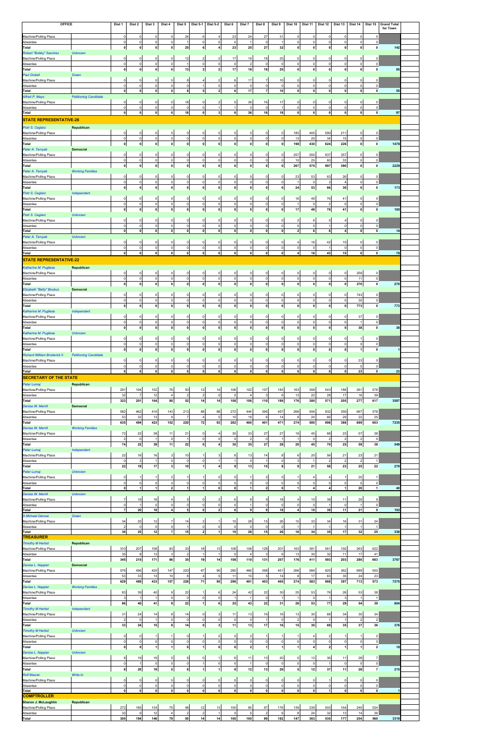| OFFICE | | Dist 1 | Dist 2 | Dist 3 | Dist 4 | Dist 5 | Dist 5-1 | Dist 5-2 | Dist 6 | Dist 7 | Dist 8 | Dist 9 | Dist 10 | Dist 11 | Dist 12 | Dist 13 | Dist 14 | Dist 15 | Grand Total for Town |
|---|---|---|---|---|---|---|---|---|---|---|---|---|---|---|---|---|---|---|---|
| Machine/Polling Place | | 0 | 0 | 0 | 0 | 24 | 6 | 4 | 23 | 24 | 27 | 31 | 0 | 0 | 0 | 0 | 0 | 0 | |
| Absentee | | 0 | 0 | 0 | 0 | 1 | 0 | 0 | 0 | 1 | 0 | 1 | 0 | 0 | 0 | 0 | 0 | 0 | |
| Total | | 0 | 0 | 0 | 0 | 25 | 6 | 4 | 23 | 25 | 27 | 32 | 0 | 0 | 0 | 0 | 0 | 0 | 142 |
| *Robert "Bobby" Sanchez* | *Unknown* | | | | | | | | | | | | | | | | | | |
| Machine/Polling Place | | 0 | 0 | 0 | 0 | 12 | 2 | 2 | 17 | 16 | 18 | 25 | 0 | 0 | 0 | 0 | 0 | 0 | |
| Absentee | | 0 | 0 | 0 | 0 | 1 | 0 | 0 | 0 | 2 | 0 | 0 | 0 | 0 | 0 | 0 | 0 | 0 | |
| Total | | 0 | 0 | 0 | 0 | 13 | 2 | 2 | 17 | 18 | 18 | 25 | 0 | 0 | 0 | 0 | 0 | 0 | 95 |
| *Paul Gobell* | *Green* | | | | | | | | | | | | | | | | | | |
| Machine/Polling Place | | 0 | 0 | 0 | 0 | 8 | 4 | 2 | 6 | 17 | 7 | 10 | 0 | 0 | 0 | 0 | 0 | 0 | |
| Absentee | | 0 | 0 | 0 | 0 | 0 | 1 | 0 | 0 | 0 | 0 | 0 | 0 | 0 | 0 | 0 | 0 | 0 | |
| Total | | 0 | 0 | 0 | 0 | 8 | 5 | 2 | 6 | 17 | 7 | 10 | 0 | 0 | 0 | 0 | 0 | 0 | 55 |
| *Alfred P. Mayo* | *Petitioning Candidate* | | | | | | | | | | | | | | | | | | |
| Machine/Polling Place | | 0 | 0 | 0 | 0 | 18 | 0 | 2 | 5 | 36 | 16 | 17 | 0 | 0 | 0 | 0 | 0 | 0 | |
| Absentee | | 0 | 0 | 0 | 0 | 0 | 0 | 1 | 1 | 0 | 0 | 1 | 0 | 0 | 0 | 0 | 0 | 0 | |
| Total | | 0 | 0 | 0 | 0 | 18 | 0 | 3 | 6 | 36 | 16 | 18 | 0 | 0 | 0 | 0 | 0 | 0 | 97 |
| **STATE REPRESENTATIVE-26** | | | | | | | | | | | | | | | | | | | |
| *Piotr S. Ceglarz* | *Republican* | | | | | | | | | | | | | | | | | | |
| Machine/Polling Place | | 0 | 0 | 0 | 0 | 0 | 0 | 0 | 0 | 0 | 0 | 0 | 185 | 405 | 590 | 211 | 0 | 0 | |
| Absentee | | 0 | 0 | 0 | 0 | 0 | 0 | 0 | 0 | 0 | 0 | 0 | 13 | 25 | 34 | 15 | 0 | 0 | |
| Total | | 0 | 0 | 0 | 0 | 0 | 0 | 0 | 0 | 0 | 0 | 0 | 198 | 430 | 624 | 226 | 0 | 0 | 1478 |
| *Peter A. Tercyak* | *Democrat* | | | | | | | | | | | | | | | | | | |
| Machine/Polling Place | | 0 | 0 | 0 | 0 | 0 | 0 | 0 | 0 | 0 | 0 | 0 | 257 | 550 | 937 | 357 | 0 | 0 | |
| Absentee | | 0 | 0 | 0 | 0 | 0 | 0 | 0 | 0 | 0 | 0 | 0 | 10 | 25 | 60 | 33 | 0 | 0 | |
| Total | | 0 | 0 | 0 | 0 | 0 | 0 | 0 | 0 | 0 | 0 | 0 | 267 | 575 | 997 | 390 | 0 | 0 | 2229 |
| *Peter A. Tercyak* | *Working Families* | | | | | | | | | | | | | | | | | | |
| Machine/Polling Place | | 0 | 0 | 0 | 0 | 0 | 0 | 0 | 0 | 0 | 0 | 0 | 23 | 53 | 63 | 26 | 0 | 0 | |
| Absentee | | 0 | 0 | 0 | 0 | 0 | 0 | 0 | 0 | 0 | 0 | 0 | 1 | 0 | 3 | 4 | 0 | 0 | |
| Total | | 0 | 0 | 0 | 0 | 0 | 0 | 0 | 0 | 0 | 0 | 0 | 24 | 53 | 66 | 30 | 0 | 0 | 173 |
| *Piotr S. Ceglarz* | *Independent* | | | | | | | | | | | | | | | | | | |
| Machine/Polling Place | | 0 | 0 | 0 | 0 | 0 | 0 | 0 | 0 | 0 | 0 | 0 | 16 | 49 | 76 | 41 | 0 | 0 | |
| Absentee | | 0 | 0 | 0 | 0 | 0 | 0 | 0 | 0 | 0 | 0 | 0 | 1 | 0 | 2 | 0 | 0 | 0 | |
| Total | | 0 | 0 | 0 | 0 | 0 | 0 | 0 | 0 | 0 | 0 | 0 | 17 | 49 | 78 | 41 | 0 | 0 | 185 |
| *Piotr S. Ceglarz* | *Unknown* | | | | | | | | | | | | | | | | | | |
| Machine/Polling Place | | 0 | 0 | 0 | 0 | 0 | 0 | 0 | 0 | 0 | 0 | 0 | 2 | 6 | 5 | 4 | 0 | 0 | |
| Absentee | | 0 | 0 | 0 | 0 | 0 | 0 | 0 | 0 | 0 | 0 | 0 | 0 | 0 | 1 | 0 | 0 | 0 | |
| Total | | 0 | 0 | 0 | 0 | 0 | 0 | 0 | 0 | 0 | 0 | 0 | 2 | 6 | 6 | 4 | 0 | 0 | 18 |
| *Peter A. Tercyak* | *Unknown* | | | | | | | | | | | | | | | | | | |
| Machine/Polling Place | | 0 | 0 | 0 | 0 | 0 | 0 | 0 | 0 | 0 | 0 | 0 | 4 | 16 | 42 | 15 | 0 | 0 | |
| Absentee | | 0 | 0 | 0 | 0 | 0 | 0 | 0 | 0 | 0 | 0 | 0 | 0 | 0 | 1 | 0 | 0 | 0 | |
| Total | | 0 | 0 | 0 | 0 | 0 | 0 | 0 | 0 | 0 | 0 | 0 | 4 | 16 | 43 | 15 | 0 | 0 | 78 |
| **STATE REPRESENTATIVE-22** | | | | | | | | | | | | | | | | | | | |
| *Katherine M. Pugliese* | *Republican* | | | | | | | | | | | | | | | | | | |
| Machine/Polling Place | | 0 | 0 | 0 | 0 | 0 | 0 | 0 | 0 | 0 | 0 | 0 | 0 | 0 | 0 | 0 | 259 | 0 | |
| Absentee | | 0 | 0 | 0 | 0 | 0 | 0 | 0 | 0 | 0 | 0 | 0 | 0 | 0 | 0 | 0 | 11 | 0 | |
| Total | | 0 | 0 | 0 | 0 | 0 | 0 | 0 | 0 | 0 | 0 | 0 | 0 | 0 | 0 | 0 | 270 | 0 | 270 |
| *Elizabeth "Betty" Boukus* | *Democrat* | | | | | | | | | | | | | | | | | | |
| Machine/Polling Place | | 0 | 0 | 0 | 0 | 0 | 0 | 0 | 0 | 0 | 0 | 0 | 0 | 0 | 0 | 0 | 743 | 0 | |
| Absentee | | 0 | 0 | 0 | 0 | 0 | 0 | 0 | 0 | 0 | 0 | 0 | 0 | 0 | 0 | 0 | 30 | 0 | |
| Total | | 0 | 0 | 0 | 0 | 0 | 0 | 0 | 0 | 0 | 0 | 0 | 0 | 0 | 0 | 0 | 773 | 0 | 773 |
| *Katherine M. Pugliese* | *Independent* | | | | | | | | | | | | | | | | | | |
| Machine/Polling Place | | 0 | 0 | 0 | 0 | 0 | 0 | 0 | 0 | 0 | 0 | 0 | 0 | 0 | 0 | 0 | 37 | 0 | |
| Absentee | | 0 | 0 | 0 | 0 | 0 | 0 | 0 | 0 | 0 | 0 | 0 | 0 | 0 | 0 | 0 | 1 | 0 | |
| Total | | 0 | 0 | 0 | 0 | 0 | 0 | 0 | 0 | 0 | 0 | 0 | 0 | 0 | 0 | 0 | 38 | 0 | 38 |
| *Katherine M. Pugliese* | *Unknown* | | | | | | | | | | | | | | | | | | |
| Machine/Polling Place | | 0 | 0 | 0 | 0 | 0 | 0 | 0 | 0 | 0 | 0 | 0 | 0 | 0 | 0 | 0 | 1 | 0 | |
| Absentee | | 0 | 0 | 0 | 0 | 0 | 0 | 0 | 0 | 0 | 0 | 0 | 0 | 0 | 0 | 0 | 0 | 0 | |
| Total | | 0 | 0 | 0 | 0 | 0 | 0 | 0 | 0 | 0 | 0 | 0 | 0 | 0 | 0 | 0 | 1 | 0 | 1 |
| *Richard William Broderick II* | *Petitioning Candidate* | | | | | | | | | | | | | | | | | | |
| Machine/Polling Place | | 0 | 0 | 0 | 0 | 0 | 0 | 0 | 0 | 0 | 0 | 0 | 0 | 0 | 0 | 0 | 23 | 0 | |
| Absentee | | 0 | 0 | 0 | 0 | 0 | 0 | 0 | 0 | 0 | 0 | 0 | 0 | 0 | 0 | 0 | 0 | 0 | |
| Total | | 0 | 0 | 0 | 0 | 0 | 0 | 0 | 0 | 0 | 0 | 0 | 0 | 0 | 0 | 0 | 23 | 0 | 23 |
| **SECRETARY OF THE STATE** | | | | | | | | | | | | | | | | | | | |
| *Peter Lumaj* | *Republican* | | | | | | | | | | | | | | | | | | |
| Machine/Polling Place | | 291 | 194 | 152 | 76 | 50 | 12 | 14 | 108 | 102 | 107 | 183 | 163 | 358 | 543 | 188 | 261 | 578 | |
| Absentee | | 32 | 7 | 12 | 4 | 2 | 2 | 0 | 0 | 4 | 3 | 6 | 13 | 22 | 28 | 17 | 16 | 39 | |
| Total | | 323 | 201 | 164 | 80 | 52 | 14 | 14 | 108 | 106 | 110 | 189 | 176 | 380 | 571 | 205 | 277 | 617 | 3587 |
| *Denise W. Merrill* | *Democrat* | | | | | | | | | | | | | | | | | | |
| Machine/Polling Place | | 582 | 462 | 410 | 143 | 213 | 68 | 88 | 272 | 444 | 395 | 457 | 266 | 556 | 932 | 359 | 667 | 578 | |
| Absentee | | 53 | 32 | 13 | 9 | 7 | 4 | 5 | 10 | 16 | 6 | 14 | 8 | 24 | 66 | 29 | 22 | 25 | |
| Total | | 635 | 494 | 423 | 152 | 220 | 72 | 93 | 282 | 460 | 401 | 471 | 274 | 580 | 998 | 388 | 689 | 603 | 7235 |
| *Denise W. Merrill* | *Working Families* | | | | | | | | | | | | | | | | | | |
| Machine/Polling Place | | 72 | 22 | 38 | 11 | 21 | 0 | 4 | 30 | 33 | 27 | 27 | 19 | 45 | 68 | 23 | 57 | 38 | |
| Absentee | | 2 | 0 | 1 | 0 | 1 | 0 | 0 | 0 | 2 | 0 | 1 | 1 | 0 | 2 | 2 | 2 | 0 | |
| Total | | 74 | 22 | 39 | 11 | 22 | 0 | 4 | 30 | 35 | 27 | 28 | 20 | 45 | 70 | 25 | 59 | 38 | 549 |
| *Peter Lumaj* | *Independent* | | | | | | | | | | | | | | | | | | |
| Machine/Polling Place | | 22 | 16 | 16 | 3 | 10 | 1 | 3 | 8 | 13 | 14 | 8 | 6 | 20 | 56 | 21 | 23 | 21 | |
| Absentee | | 0 | 3 | 1 | 0 | 0 | 0 | 1 | 1 | 0 | 1 | 0 | 3 | 1 | 2 | 2 | 2 | 1 | |
| Total | | 22 | 19 | 17 | 3 | 10 | 1 | 4 | 9 | 13 | 15 | 8 | 9 | 21 | 58 | 23 | 25 | 22 | 279 |
| *Peter Lumaj* | *Unknown* | | | | | | | | | | | | | | | | | | |
| Machine/Polling Place | | 0 | 1 | 1 | 2 | 1 | 1 | 0 | 0 | 1 | 2 | 0 | 1 | 4 | 4 | 1 | 20 | 1 | |
| Absentee | | 0 | 0 | 0 | 0 | 0 | 0 | 0 | 0 | 0 | 0 | 0 | 0 | 0 | 0 | 0 | 0 | 0 | |
| Total | | 0 | 1 | 1 | 2 | 1 | 1 | 0 | 0 | 1 | 2 | 0 | 1 | 4 | 4 | 1 | 20 | 1 | 40 |
| *Denise W. Merrill* | *Unknown* | | | | | | | | | | | | | | | | | | |
| Machine/Polling Place | | 7 | 19 | 18 | 4 | 5 | 0 | 2 | 6 | 8 | 9 | 18 | 4 | 10 | 38 | 11 | 20 | 9 | |
| Absentee | | 0 | 1 | 0 | 0 | 0 | 0 | 0 | 0 | 1 | 0 | 0 | 0 | 0 | 1 | 0 | 1 | 0 | |
| Total | | 7 | 20 | 18 | 4 | 5 | 0 | 2 | 6 | 9 | 9 | 18 | 4 | 10 | 39 | 11 | 21 | 9 | 192 |
| *S Michael Derosa* | *Green* | | | | | | | | | | | | | | | | | | |
| Machine/Polling Place | | 34 | 25 | 12 | 7 | 14 | 2 | 1 | 10 | 28 | 15 | 26 | 15 | 33 | 34 | 16 | 31 | 24 | |
| Absentee | | 2 | 0 | 0 | 0 | 1 | 0 | 0 | 0 | 0 | 0 | 0 | 1 | 1 | 1 | 1 | 1 | 1 | |
| Total | | 36 | 25 | 12 | 7 | 15 | 2 | 1 | 10 | 28 | 15 | 26 | 16 | 34 | 35 | 17 | 32 | 25 | 336 |
| **TREASURER** | | | | | | | | | | | | | | | | | | | |
| *Timothy M Herbst* | *Republican* | | | | | | | | | | | | | | | | | | |
| Machine/Polling Place | | 310 | 207 | 158 | 83 | 33 | 18 | 13 | 108 | 106 | 128 | 201 | 163 | 381 | 561 | 192 | 263 | 622 | |
| Absentee | | 35 | 8 | 13 | 3 | 2 | 1 | 1 | 0 | 4 | 3 | 6 | 13 | 30 | 32 | 11 | 17 | 41 | |
| Total | | 345 | 215 | 171 | 86 | 35 | 19 | 14 | 108 | 110 | 131 | 207 | 176 | 411 | 593 | 203 | 280 | 663 | 3767 |
| *Denise L. Nappier* | *Democrat* | | | | | | | | | | | | | | | | | | |
| Machine/Polling Place | | 576 | 456 | 420 | 147 | 220 | 67 | 90 | 285 | 466 | 398 | 451 | 266 | 566 | 925 | 362 | 689 | 550 | |
| Absentee | | 53 | 33 | 13 | 10 | 8 | 4 | 5 | 11 | 15 | 5 | 14 | 8 | 17 | 63 | 35 | 24 | 23 | |
| Total | | 629 | 489 | 433 | 157 | 228 | 71 | 95 | 296 | 481 | 403 | 465 | 274 | 583 | 988 | 397 | 713 | 573 | 7275 |
| *Denise L. Nappier* | *Working Families* | | | | | | | | | | | | | | | | | | |
| Machine/Polling Place | | 83 | 39 | 40 | 9 | 22 | 1 | 6 | 24 | 42 | 22 | 30 | 25 | 53 | 76 | 26 | 53 | 38 | |
| Absentee | | 3 | 1 | 1 | 0 | 0 | 0 | 0 | 1 | 1 | 0 | 1 | 1 | 0 | 1 | 3 | 1 | 1 | |
| Total | | 86 | 40 | 41 | 9 | 22 | 1 | 6 | 25 | 43 | 22 | 31 | 26 | 53 | 77 | 29 | 54 | 39 | 604 |
| *Timothy M Herbst* | *Independent* | | | | | | | | | | | | | | | | | | |
| Machine/Polling Place | | 31 | 24 | 14 | 8 | 14 | 0 | 3 | 11 | 13 | 16 | 16 | 13 | 30 | 68 | 34 | 35 | 34 | |
| Absentee | | 2 | 0 | 1 | 0 | 0 | 0 | 0 | 0 | 0 | 1 | 0 | 2 | 0 | 1 | 1 | 2 | 2 | |
| Total | | 33 | 24 | 15 | 8 | 14 | 0 | 3 | 11 | 13 | 17 | 16 | 15 | 30 | 69 | 35 | 37 | 36 | 376 |
| *Timothy M Herbst* | *Unknown* | | | | | | | | | | | | | | | | | | |
| Machine/Polling Place | | 0 | 0 | 1 | 1 | 0 | 1 | 0 | 0 | 2 | 1 | 1 | 1 | 4 | 2 | 1 | 1 | 2 | |
| Absentee | | 0 | 0 | 0 | 0 | 0 | 0 | 0 | 0 | 0 | 0 | 0 | 0 | 0 | 0 | 0 | 0 | 0 | |
| Total | | 0 | 0 | 1 | 1 | 0 | 1 | 0 | 0 | 2 | 1 | 1 | 1 | 4 | 2 | 1 | 1 | 2 | 18 |
| *Denise L. Nappier* | *Unknown* | | | | | | | | | | | | | | | | | | |
| Machine/Polling Place | | 8 | 19 | 19 | 5 | 8 | 0 | 1 | 8 | 11 | 13 | 20 | 5 | 12 | 36 | 11 | 28 | 7 | |
| Absentee | | 0 | 1 | 0 | 0 | 0 | 1 | 0 | 0 | 1 | 0 | 0 | 0 | 0 | 1 | 0 | 0 | 0 | |
| Total | | 8 | 20 | 19 | 5 | 8 | 1 | 1 | 8 | 12 | 13 | 20 | 5 | 12 | 37 | 11 | 28 | 7 | 215 |
| *Rolf Maurer* | *Write-In* | | | | | | | | | | | | | | | | | | |
| Machine/Polling Place | | 0 | 0 | 0 | 0 | 0 | 0 | 0 | 0 | 0 | 0 | 0 | 0 | 0 | 1 | 0 | 0 | 0 | |
| Absentee | | 0 | 0 | 0 | 0 | 0 | 0 | 0 | 0 | 0 | 0 | 0 | 0 | 0 | 0 | 0 | 0 | 0 | |
| Total | | 0 | 0 | 0 | 0 | 0 | 0 | 0 | 0 | 0 | 0 | 0 | 0 | 0 | 1 | 0 | 0 | 0 | 1 |
| **COMPTROLLER** | | | | | | | | | | | | | | | | | | | |
| **Sharon J. McLaughlin** | **Republican** | | | | | | | | | | | | | | | | | | |
| Machine/Polling Place | | 272 | 185 | 134 | 75 | 48 | 12 | 13 | 100 | 95 | 97 | 176 | 139 | 339 | 503 | 164 | 240 | 524 | |
| Absentee | | 33 | 9 | 12 | 4 | 2 | 2 | 1 | 0 | 5 | 2 | 6 | 8 | 24 | 32 | 13 | 14 | 36 | |
| Total | | 305 | 194 | 146 | 79 | 50 | 14 | 14 | 100 | 100 | 99 | 182 | 147 | 363 | 535 | 177 | 254 | 560 | 3319 |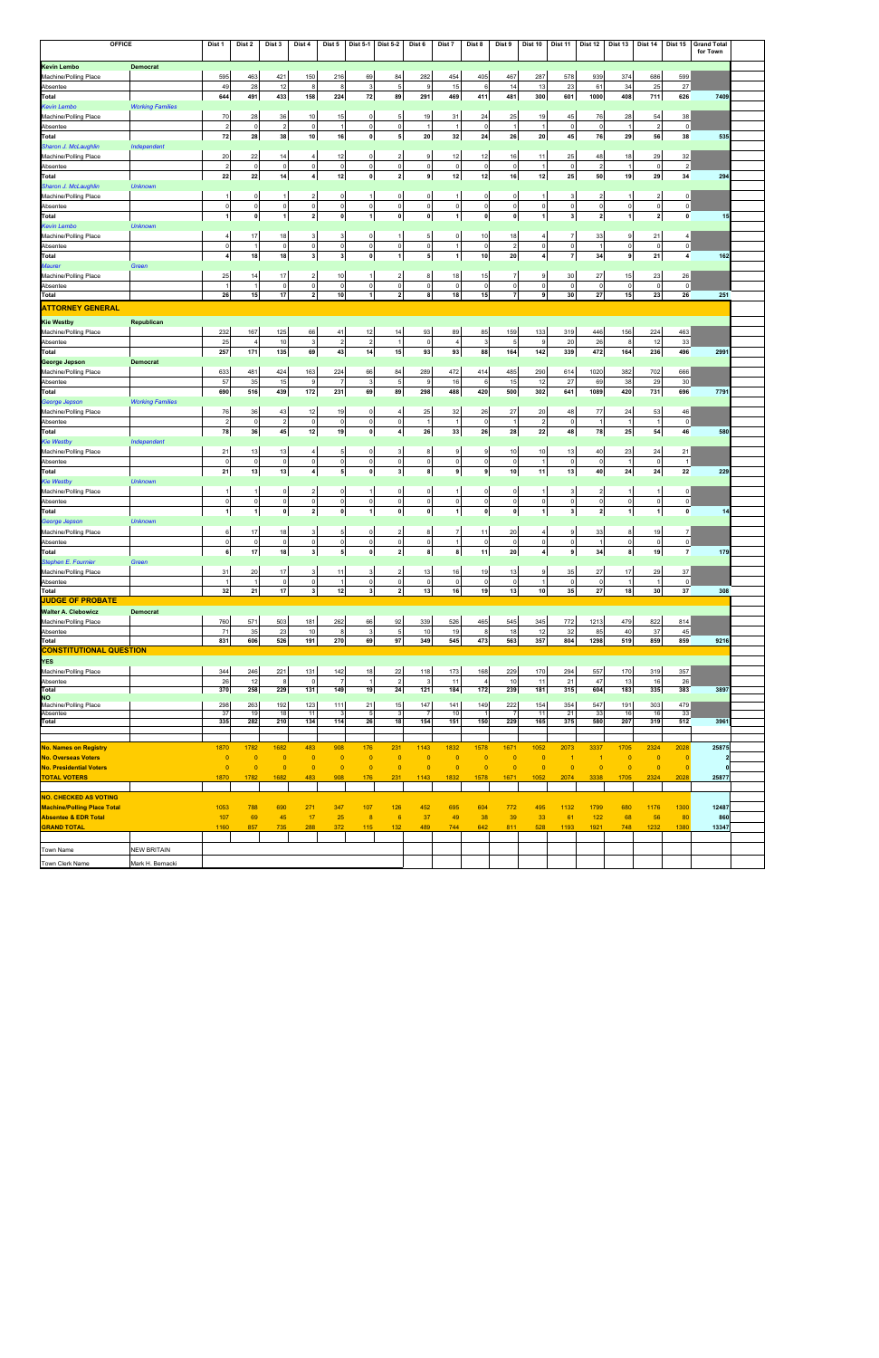| OFFICE | | Dist 1 | Dist 2 | Dist 3 | Dist 4 | Dist 5 | Dist 5-1 | Dist 5-2 | Dist 6 | Dist 7 | Dist 8 | Dist 9 | Dist 10 | Dist 11 | Dist 12 | Dist 13 | Dist 14 | Dist 15 | Grand Total for Town |
|---|---|---|---|---|---|---|---|---|---|---|---|---|---|---|---|---|---|---|---|
| **Kevin Lembo** | **Democrat** | | | | | | | | | | | | | | | | | | |
| Machine/Polling Place | | 595 | 463 | 421 | 150 | 216 | 69 | 84 | 282 | 454 | 405 | 467 | 287 | 578 | 939 | 374 | 686 | 599 | |
| Absentee | | 49 | 28 | 12 | 8 | 8 | 3 | 5 | 9 | 15 | 6 | 14 | 13 | 23 | 61 | 34 | 25 | 27 | |
| **Total** | | 644 | 491 | 433 | 158 | 224 | 72 | 89 | 291 | 469 | 411 | 481 | 300 | 601 | 1000 | 408 | 711 | 626 | 7409 |
| *Kevin Lembo* | *Working Families* | | | | | | | | | | | | | | | | | | |
| Machine/Polling Place | | 70 | 28 | 36 | 10 | 15 | 0 | 5 | 19 | 31 | 24 | 25 | 19 | 45 | 76 | 28 | 54 | 38 | |
| Absentee | | 2 | 0 | 2 | 0 | 1 | 0 | 0 | 1 | 1 | 0 | 1 | 1 | 0 | 0 | 1 | 2 | 0 | |
| **Total** | | 72 | 28 | 38 | 10 | 16 | 0 | 5 | 20 | 32 | 24 | 26 | 20 | 45 | 76 | 29 | 56 | 38 | 535 |
| *Sharon J. McLaughlin* | *Independent* | | | | | | | | | | | | | | | | | | |
| Machine/Polling Place | | 20 | 22 | 14 | 4 | 12 | 0 | 2 | 9 | 12 | 12 | 16 | 11 | 25 | 48 | 18 | 29 | 32 | |
| Absentee | | 2 | 0 | 0 | 0 | 0 | 0 | 0 | 0 | 0 | 0 | 0 | 1 | 0 | 2 | 1 | 0 | 2 | |
| **Total** | | 22 | 22 | 14 | 4 | 12 | 0 | 2 | 9 | 12 | 12 | 16 | 12 | 25 | 50 | 19 | 29 | 34 | 294 |
| *Sharon J. McLaughlin* | *Unknown* | | | | | | | | | | | | | | | | | | |
| Machine/Polling Place | | 1 | 0 | 1 | 2 | 0 | 1 | 0 | 0 | 1 | 0 | 0 | 1 | 3 | 2 | 1 | 2 | 0 | |
| Absentee | | 0 | 0 | 0 | 0 | 0 | 0 | 0 | 0 | 0 | 0 | 0 | 0 | 0 | 0 | 0 | 0 | 0 | |
| **Total** | | 1 | 0 | 1 | 2 | 0 | 1 | 0 | 0 | 1 | 0 | 0 | 1 | 3 | 2 | 1 | 2 | 0 | 15 |
| *Kevin Lembo* | *Unknown* | | | | | | | | | | | | | | | | | | |
| Machine/Polling Place | | 4 | 17 | 18 | 3 | 3 | 0 | 1 | 5 | 0 | 10 | 18 | 4 | 7 | 33 | 9 | 21 | 4 | |
| Absentee | | 0 | 1 | 0 | 0 | 0 | 0 | 0 | 0 | 1 | 0 | 2 | 0 | 0 | 1 | 0 | 0 | 0 | |
| **Total** | | 4 | 18 | 18 | 3 | 3 | 0 | 1 | 5 | 1 | 10 | 20 | 4 | 7 | 34 | 9 | 21 | 4 | 162 |
| *Maurer* | *Green* | | | | | | | | | | | | | | | | | | |
| Machine/Polling Place | | 25 | 14 | 17 | 2 | 10 | 1 | 2 | 8 | 18 | 15 | 7 | 9 | 30 | 27 | 15 | 23 | 26 | |
| Absentee | | 1 | 1 | 0 | 0 | 0 | 0 | 0 | 0 | 0 | 0 | 0 | 0 | 0 | 0 | 0 | 0 | 0 | |
| **Total** | | 26 | 15 | 17 | 2 | 10 | 1 | 2 | 8 | 18 | 15 | 7 | 9 | 30 | 27 | 15 | 23 | 26 | 251 |
| **ATTORNEY GENERAL** | | | | | | | | | | | | | | | | | | | |
| **Kie Westby** | **Republican** | | | | | | | | | | | | | | | | | | |
| Machine/Polling Place | | 232 | 167 | 125 | 66 | 41 | 12 | 14 | 93 | 89 | 85 | 159 | 133 | 319 | 446 | 156 | 224 | 463 | |
| Absentee | | 25 | 4 | 10 | 3 | 2 | 2 | 1 | 0 | 4 | 3 | 5 | 9 | 20 | 26 | 8 | 12 | 33 | |
| **Total** | | 257 | 171 | 135 | 69 | 43 | 14 | 15 | 93 | 93 | 88 | 164 | 142 | 339 | 472 | 164 | 236 | 496 | 2991 |
| **George Jepson** | **Democrat** | | | | | | | | | | | | | | | | | | |
| Machine/Polling Place | | 633 | 481 | 424 | 163 | 224 | 66 | 84 | 289 | 472 | 414 | 485 | 290 | 614 | 1020 | 382 | 702 | 666 | |
| Absentee | | 57 | 35 | 15 | 9 | 7 | 3 | 5 | 9 | 16 | 6 | 15 | 12 | 27 | 69 | 38 | 29 | 30 | |
| **Total** | | 690 | 516 | 439 | 172 | 231 | 69 | 89 | 298 | 488 | 420 | 500 | 302 | 641 | 1089 | 420 | 731 | 696 | 7791 |
| *George Jepson* | *Working Families* | | | | | | | | | | | | | | | | | | |
| Machine/Polling Place | | 76 | 36 | 43 | 12 | 19 | 0 | 4 | 25 | 32 | 26 | 27 | 20 | 48 | 77 | 24 | 53 | 46 | |
| Absentee | | 2 | 0 | 2 | 0 | 0 | 0 | 0 | 1 | 1 | 0 | 1 | 2 | 0 | 1 | 1 | 1 | 0 | |
| **Total** | | 78 | 36 | 45 | 12 | 19 | 0 | 4 | 26 | 33 | 26 | 28 | 22 | 48 | 78 | 25 | 54 | 46 | 580 |
| *Kie Westby* | *Independent* | | | | | | | | | | | | | | | | | | |
| Machine/Polling Place | | 21 | 13 | 13 | 4 | 5 | 0 | 3 | 8 | 9 | 9 | 10 | 10 | 13 | 40 | 23 | 24 | 21 | |
| Absentee | | 0 | 0 | 0 | 0 | 0 | 0 | 0 | 0 | 0 | 0 | 0 | 1 | 0 | 0 | 1 | 0 | 1 | |
| **Total** | | 21 | 13 | 13 | 4 | 5 | 0 | 3 | 8 | 9 | 9 | 10 | 11 | 13 | 40 | 24 | 24 | 22 | 229 |
| *Kie Westby* | *Unknown* | | | | | | | | | | | | | | | | | | |
| Machine/Polling Place | | 1 | 1 | 0 | 2 | 0 | 1 | 0 | 0 | 1 | 0 | 0 | 1 | 3 | 2 | 1 | 1 | 0 | |
| Absentee | | 0 | 0 | 0 | 0 | 0 | 0 | 0 | 0 | 0 | 0 | 0 | 0 | 0 | 0 | 0 | 0 | 0 | |
| **Total** | | 1 | 1 | 0 | 2 | 0 | 1 | 0 | 0 | 1 | 0 | 0 | 1 | 3 | 2 | 1 | 1 | 0 | 14 |
| *George Jepson* | *Unknown* | | | | | | | | | | | | | | | | | | |
| Machine/Polling Place | | 6 | 17 | 18 | 3 | 5 | 0 | 2 | 8 | 7 | 11 | 20 | 4 | 9 | 33 | 8 | 19 | 7 | |
| Absentee | | 0 | 0 | 0 | 0 | 0 | 0 | 0 | 0 | 1 | 0 | 0 | 0 | 0 | 1 | 0 | 0 | 0 | |
| **Total** | | 6 | 17 | 18 | 3 | 5 | 0 | 2 | 8 | 8 | 11 | 20 | 4 | 9 | 34 | 8 | 19 | 7 | 179 |
| *Stephen E. Fournier* | *Green* | | | | | | | | | | | | | | | | | | |
| Machine/Polling Place | | 31 | 20 | 17 | 3 | 11 | 3 | 2 | 13 | 16 | 19 | 13 | 9 | 35 | 27 | 17 | 29 | 37 | |
| Absentee | | 1 | 1 | 0 | 0 | 1 | 0 | 0 | 0 | 0 | 0 | 0 | 1 | 0 | 0 | 1 | 1 | 0 | |
| **Total** | | 32 | 21 | 17 | 3 | 12 | 3 | 2 | 13 | 16 | 19 | 13 | 10 | 35 | 27 | 18 | 30 | 37 | 308 |
| **JUDGE OF PROBATE** | | | | | | | | | | | | | | | | | | | |
| **Walter A. Clebowicz** | **Democrat** | | | | | | | | | | | | | | | | | | |
| Machine/Polling Place | | 760 | 571 | 503 | 181 | 262 | 66 | 92 | 339 | 526 | 465 | 545 | 345 | 772 | 1213 | 479 | 822 | 814 | |
| Absentee | | 71 | 35 | 23 | 10 | 8 | 3 | 5 | 10 | 19 | 8 | 18 | 12 | 32 | 85 | 40 | 37 | 45 | |
| **Total** | | 831 | 606 | 526 | 191 | 270 | 69 | 97 | 349 | 545 | 473 | 563 | 357 | 804 | 1298 | 519 | 859 | 859 | 9216 |
| **CONSTITUTIONAL QUESTION** | | | | | | | | | | | | | | | | | | | |
| **YES** | | | | | | | | | | | | | | | | | | | |
| Machine/Polling Place | | 344 | 246 | 221 | 131 | 142 | 18 | 22 | 118 | 173 | 168 | 229 | 170 | 294 | 557 | 170 | 319 | 357 | |
| Absentee | | 26 | 12 | 8 | 0 | 7 | 1 | 2 | 3 | 11 | 4 | 10 | 11 | 21 | 47 | 13 | 16 | 26 | |
| **Total** | | 370 | 258 | 229 | 131 | 149 | 19 | 24 | 121 | 184 | 172 | 239 | 181 | 315 | 604 | 183 | 335 | 383 | 3897 |
| **NO** | | | | | | | | | | | | | | | | | | | |
| Machine/Polling Place | | 298 | 263 | 192 | 123 | 111 | 21 | 15 | 147 | 141 | 149 | 222 | 154 | 354 | 547 | 191 | 303 | 479 | |
| Absentee | | 37 | 19 | 18 | 11 | 3 | 5 | 3 | 7 | 10 | 1 | 7 | 11 | 21 | 33 | 16 | 16 | 33 | |
| **Total** | | 335 | 282 | 210 | 134 | 114 | 26 | 18 | 154 | 151 | 150 | 229 | 165 | 375 | 580 | 207 | 319 | 512 | 3961 |
| **No. Names on Registry** | | 1870 | 1782 | 1682 | 483 | 908 | 176 | 231 | 1143 | 1832 | 1578 | 1671 | 1052 | 2073 | 3337 | 1705 | 2324 | 2028 | 25875 |
| **No. Overseas Voters** | | 0 | 0 | 0 | 0 | 0 | 0 | 0 | 0 | 0 | 0 | 0 | 0 | 1 | 1 | 0 | 0 | 0 | 2 |
| **No. Presidential Voters** | | 0 | 0 | 0 | 0 | 0 | 0 | 0 | 0 | 0 | 0 | 0 | 0 | 0 | 0 | 0 | 0 | 0 | 0 |
| **TOTAL VOTERS** | | 1870 | 1782 | 1682 | 483 | 908 | 176 | 231 | 1143 | 1832 | 1578 | 1671 | 1052 | 2074 | 3338 | 1705 | 2324 | 2028 | 25877 |
| **NO. CHECKED AS VOTING** | | | | | | | | | | | | | | | | | | | |
| **Machine/Polling Place Total** | | 1053 | 788 | 690 | 271 | 347 | 107 | 126 | 452 | 695 | 604 | 772 | 495 | 1132 | 1799 | 680 | 1176 | 1300 | 12487 |
| **Absentee & EDR Total** | | 107 | 69 | 45 | 17 | 25 | 8 | 6 | 37 | 49 | 38 | 39 | 33 | 61 | 122 | 68 | 56 | 80 | 860 |
| **GRAND TOTAL** | | 1160 | 857 | 735 | 288 | 372 | 115 | 132 | 489 | 744 | 642 | 811 | 528 | 1193 | 1921 | 748 | 1232 | 1380 | 13347 |

| | |
|---|---|
| Town Name | NEW BRITAIN |
| Town Clerk Name | Mark H. Bernacki |